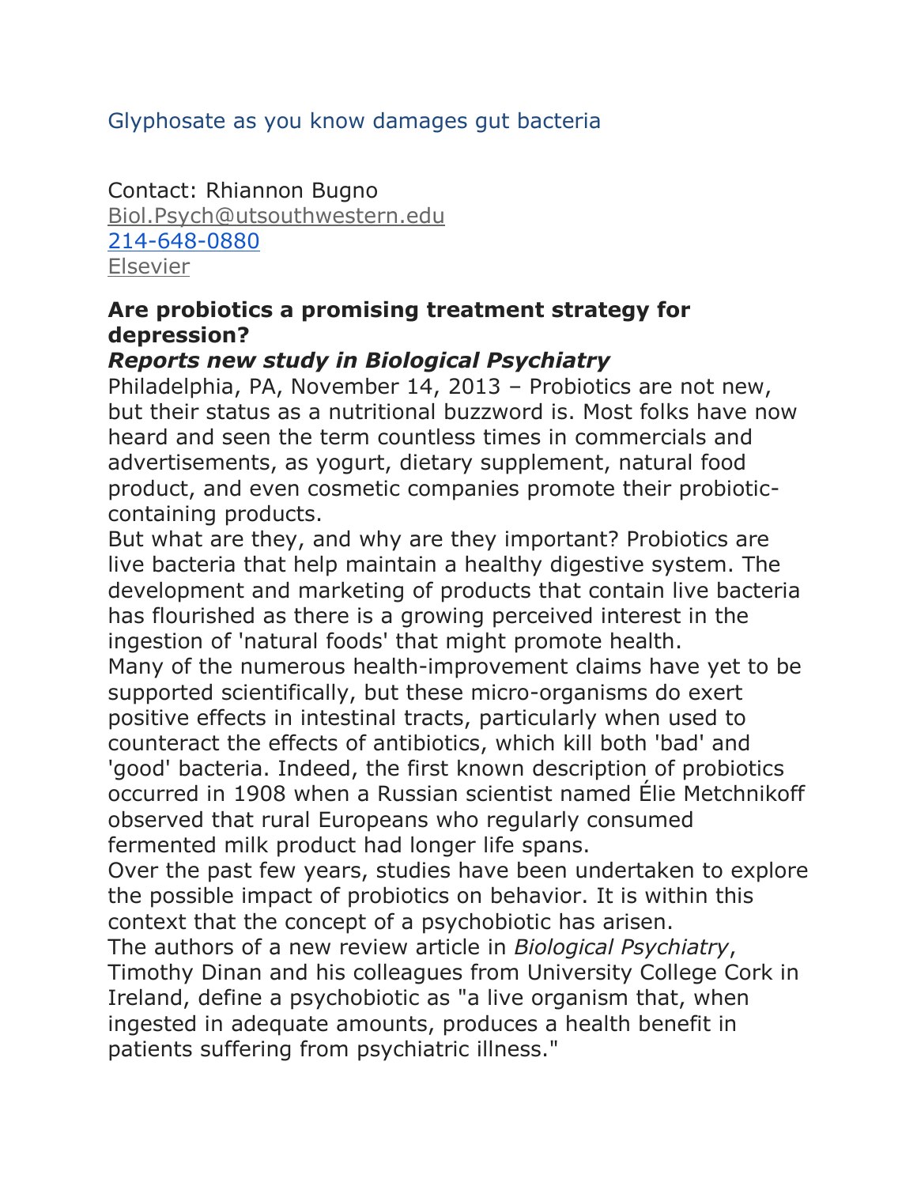Glyphosate as you know damages gut bacteria

Contact: Rhiannon Bugno
Biol.Psych@utsouthwestern.edu
214-648-0880
Elsevier

**Are probiotics a promising treatment strategy for depression?**
***Reports new study in Biological Psychiatry***

Philadelphia, PA, November 14, 2013 – Probiotics are not new, but their status as a nutritional buzzword is. Most folks have now heard and seen the term countless times in commercials and advertisements, as yogurt, dietary supplement, natural food product, and even cosmetic companies promote their probiotic-containing products.

But what are they, and why are they important? Probiotics are live bacteria that help maintain a healthy digestive system. The development and marketing of products that contain live bacteria has flourished as there is a growing perceived interest in the ingestion of 'natural foods' that might promote health.

Many of the numerous health-improvement claims have yet to be supported scientifically, but these micro-organisms do exert positive effects in intestinal tracts, particularly when used to counteract the effects of antibiotics, which kill both 'bad' and 'good' bacteria. Indeed, the first known description of probiotics occurred in 1908 when a Russian scientist named Élie Metchnikoff observed that rural Europeans who regularly consumed fermented milk product had longer life spans.

Over the past few years, studies have been undertaken to explore the possible impact of probiotics on behavior. It is within this context that the concept of a psychobiotic has arisen.

The authors of a new review article in *Biological Psychiatry*, Timothy Dinan and his colleagues from University College Cork in Ireland, define a psychobiotic as "a live organism that, when ingested in adequate amounts, produces a health benefit in patients suffering from psychiatric illness."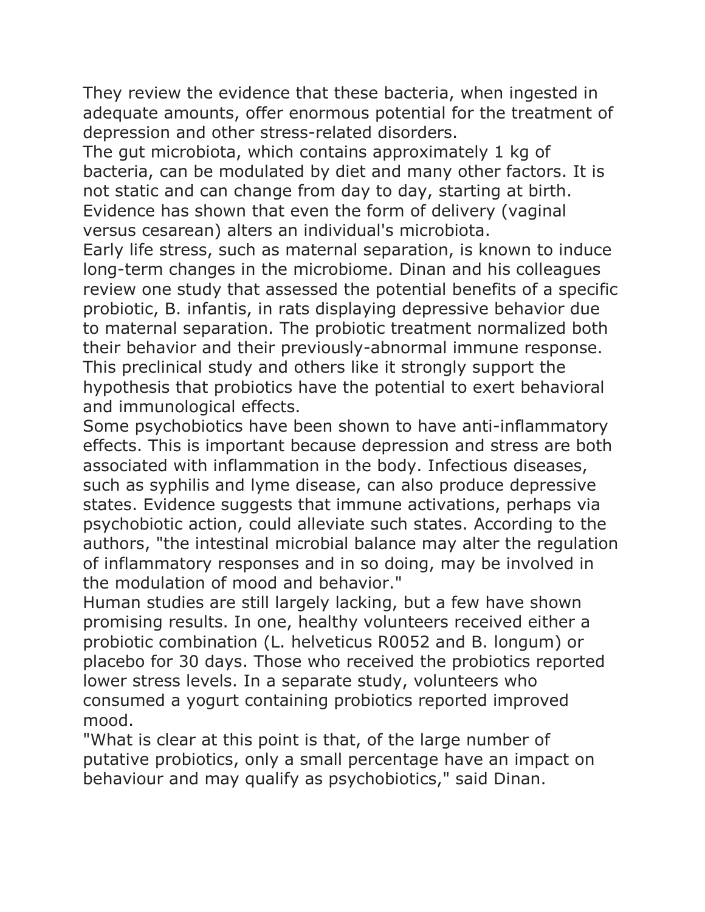They review the evidence that these bacteria, when ingested in adequate amounts, offer enormous potential for the treatment of depression and other stress-related disorders.

The gut microbiota, which contains approximately 1 kg of bacteria, can be modulated by diet and many other factors. It is not static and can change from day to day, starting at birth. Evidence has shown that even the form of delivery (vaginal versus cesarean) alters an individual's microbiota.

Early life stress, such as maternal separation, is known to induce long-term changes in the microbiome. Dinan and his colleagues review one study that assessed the potential benefits of a specific probiotic, B. infantis, in rats displaying depressive behavior due to maternal separation. The probiotic treatment normalized both their behavior and their previously-abnormal immune response. This preclinical study and others like it strongly support the hypothesis that probiotics have the potential to exert behavioral and immunological effects.

Some psychobiotics have been shown to have anti-inflammatory effects. This is important because depression and stress are both associated with inflammation in the body. Infectious diseases, such as syphilis and lyme disease, can also produce depressive states. Evidence suggests that immune activations, perhaps via psychobiotic action, could alleviate such states. According to the authors, "the intestinal microbial balance may alter the regulation of inflammatory responses and in so doing, may be involved in the modulation of mood and behavior."

Human studies are still largely lacking, but a few have shown promising results. In one, healthy volunteers received either a probiotic combination (L. helveticus R0052 and B. longum) or placebo for 30 days. Those who received the probiotics reported lower stress levels. In a separate study, volunteers who consumed a yogurt containing probiotics reported improved mood.

"What is clear at this point is that, of the large number of putative probiotics, only a small percentage have an impact on behaviour and may qualify as psychobiotics," said Dinan.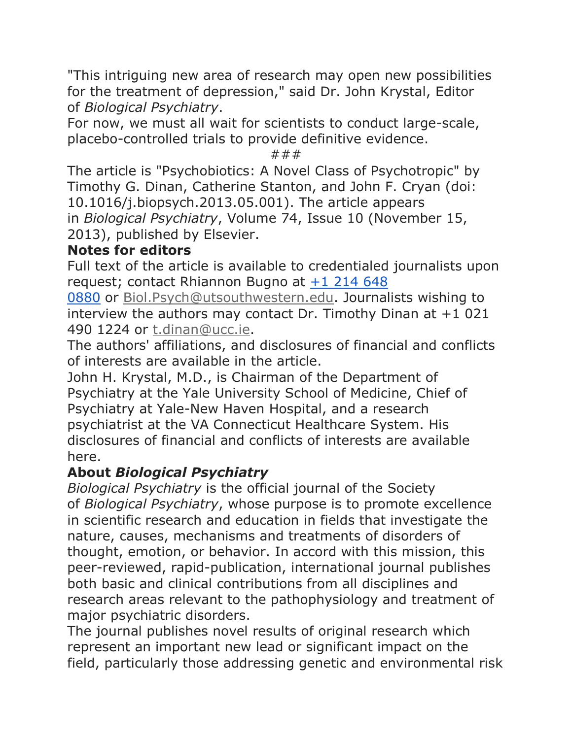"This intriguing new area of research may open new possibilities for the treatment of depression," said Dr. John Krystal, Editor of *Biological Psychiatry*.

For now, we must all wait for scientists to conduct large-scale, placebo-controlled trials to provide definitive evidence.

###

The article is "Psychobiotics: A Novel Class of Psychotropic" by Timothy G. Dinan, Catherine Stanton, and John F. Cryan (doi: 10.1016/j.biopsych.2013.05.001). The article appears in *Biological Psychiatry*, Volume 74, Issue 10 (November 15, 2013), published by Elsevier.

**Notes for editors**

Full text of the article is available to credentialed journalists upon request; contact Rhiannon Bugno at +1 214 648 0880 or Biol.Psych@utsouthwestern.edu. Journalists wishing to interview the authors may contact Dr. Timothy Dinan at +1 021 490 1224 or t.dinan@ucc.ie.

The authors' affiliations, and disclosures of financial and conflicts of interests are available in the article.

John H. Krystal, M.D., is Chairman of the Department of Psychiatry at the Yale University School of Medicine, Chief of Psychiatry at Yale-New Haven Hospital, and a research psychiatrist at the VA Connecticut Healthcare System. His disclosures of financial and conflicts of interests are available here.

**About *Biological Psychiatry***

*Biological Psychiatry* is the official journal of the Society of *Biological Psychiatry*, whose purpose is to promote excellence in scientific research and education in fields that investigate the nature, causes, mechanisms and treatments of disorders of thought, emotion, or behavior. In accord with this mission, this peer-reviewed, rapid-publication, international journal publishes both basic and clinical contributions from all disciplines and research areas relevant to the pathophysiology and treatment of major psychiatric disorders.

The journal publishes novel results of original research which represent an important new lead or significant impact on the field, particularly those addressing genetic and environmental risk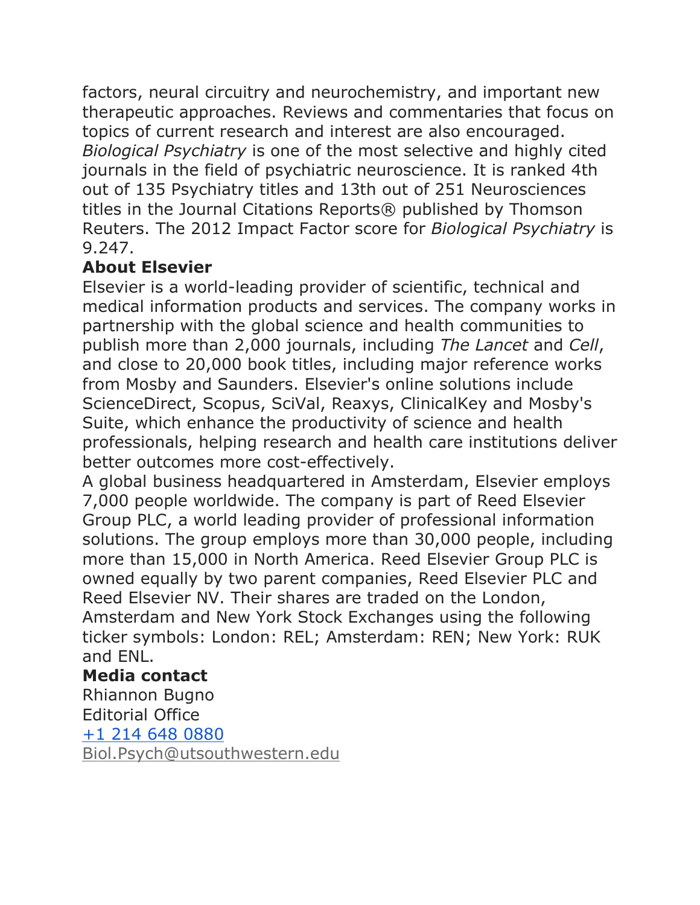factors, neural circuitry and neurochemistry, and important new therapeutic approaches. Reviews and commentaries that focus on topics of current research and interest are also encouraged.

*Biological Psychiatry* is one of the most selective and highly cited journals in the field of psychiatric neuroscience. It is ranked 4th out of 135 Psychiatry titles and 13th out of 251 Neurosciences titles in the Journal Citations Reports® published by Thomson Reuters. The 2012 Impact Factor score for *Biological Psychiatry* is 9.247.

**About Elsevier**

Elsevier is a world-leading provider of scientific, technical and medical information products and services. The company works in partnership with the global science and health communities to publish more than 2,000 journals, including *The Lancet* and *Cell*, and close to 20,000 book titles, including major reference works from Mosby and Saunders. Elsevier's online solutions include ScienceDirect, Scopus, SciVal, Reaxys, ClinicalKey and Mosby's Suite, which enhance the productivity of science and health professionals, helping research and health care institutions deliver better outcomes more cost-effectively.

A global business headquartered in Amsterdam, Elsevier employs 7,000 people worldwide. The company is part of Reed Elsevier Group PLC, a world leading provider of professional information solutions. The group employs more than 30,000 people, including more than 15,000 in North America. Reed Elsevier Group PLC is owned equally by two parent companies, Reed Elsevier PLC and Reed Elsevier NV. Their shares are traded on the London, Amsterdam and New York Stock Exchanges using the following ticker symbols: London: REL; Amsterdam: REN; New York: RUK and ENL.

**Media contact**

Rhiannon Bugno
Editorial Office
+1 214 648 0880
Biol.Psych@utsouthwestern.edu